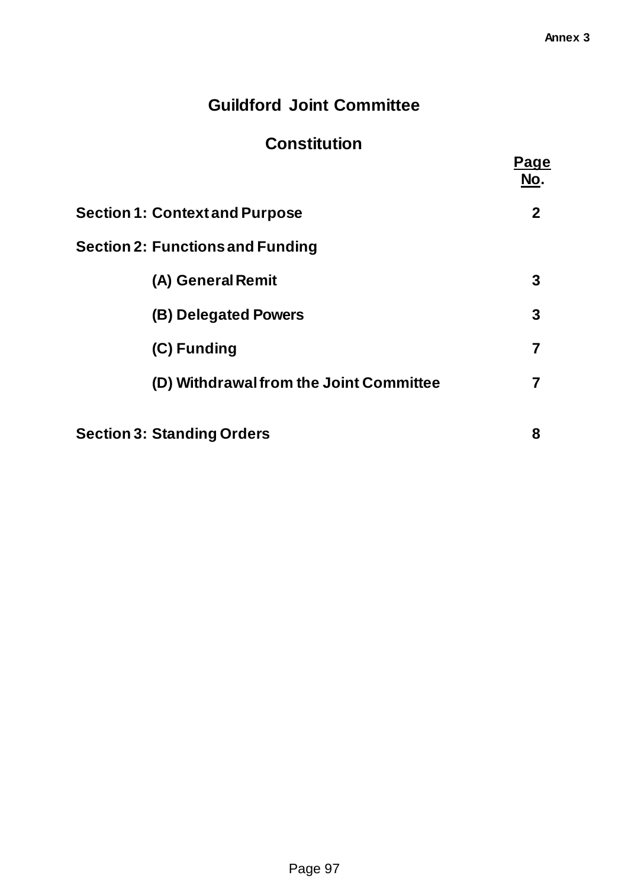Annex 3

# Guildford Joint Committee

## Constitution

| | Page No. |
|---|---|
| **Section 1: Context and Purpose** | **2** |
| **Section 2: Functions and Funding** | |
| **(A) General Remit** | **3** |
| **(B) Delegated Powers** | **3** |
| **(C) Funding** | **7** |
| **(D) Withdrawal from the Joint Committee** | **7** |
| **Section 3: Standing Orders** | **8** |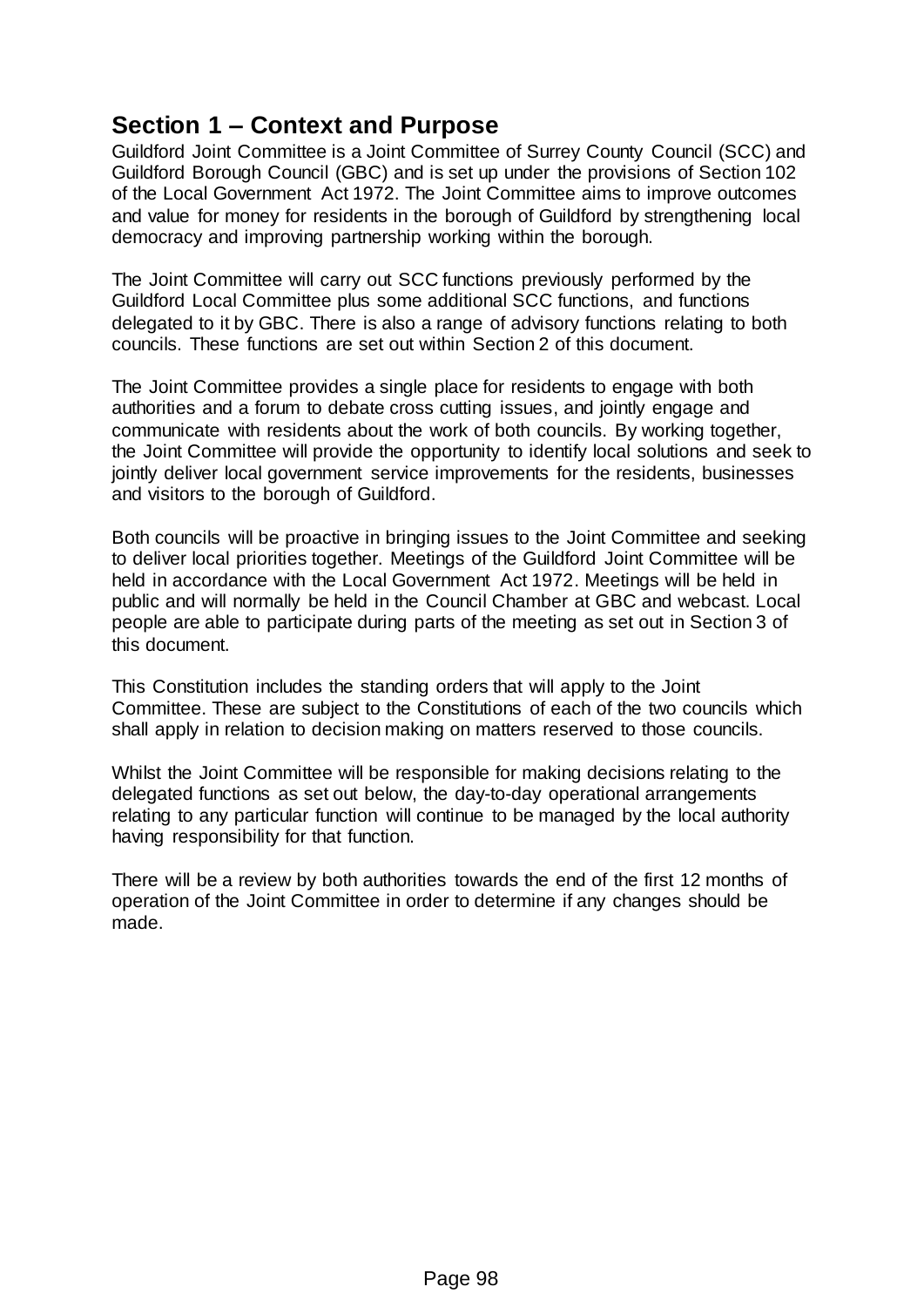## Section 1 – Context and Purpose

Guildford Joint Committee is a Joint Committee of Surrey County Council (SCC) and Guildford Borough Council (GBC) and is set up under the provisions of Section 102 of the Local Government Act 1972. The Joint Committee aims to improve outcomes and value for money for residents in the borough of Guildford by strengthening local democracy and improving partnership working within the borough.

The Joint Committee will carry out SCC functions previously performed by the Guildford Local Committee plus some additional SCC functions, and functions delegated to it by GBC. There is also a range of advisory functions relating to both councils. These functions are set out within Section 2 of this document.

The Joint Committee provides a single place for residents to engage with both authorities and a forum to debate cross cutting issues, and jointly engage and communicate with residents about the work of both councils. By working together, the Joint Committee will provide the opportunity to identify local solutions and seek to jointly deliver local government service improvements for the residents, businesses and visitors to the borough of Guildford.

Both councils will be proactive in bringing issues to the Joint Committee and seeking to deliver local priorities together. Meetings of the Guildford Joint Committee will be held in accordance with the Local Government Act 1972. Meetings will be held in public and will normally be held in the Council Chamber at GBC and webcast. Local people are able to participate during parts of the meeting as set out in Section 3 of this document.

This Constitution includes the standing orders that will apply to the Joint Committee. These are subject to the Constitutions of each of the two councils which shall apply in relation to decision making on matters reserved to those councils.

Whilst the Joint Committee will be responsible for making decisions relating to the delegated functions as set out below, the day-to-day operational arrangements relating to any particular function will continue to be managed by the local authority having responsibility for that function.

There will be a review by both authorities towards the end of the first 12 months of operation of the Joint Committee in order to determine if any changes should be made.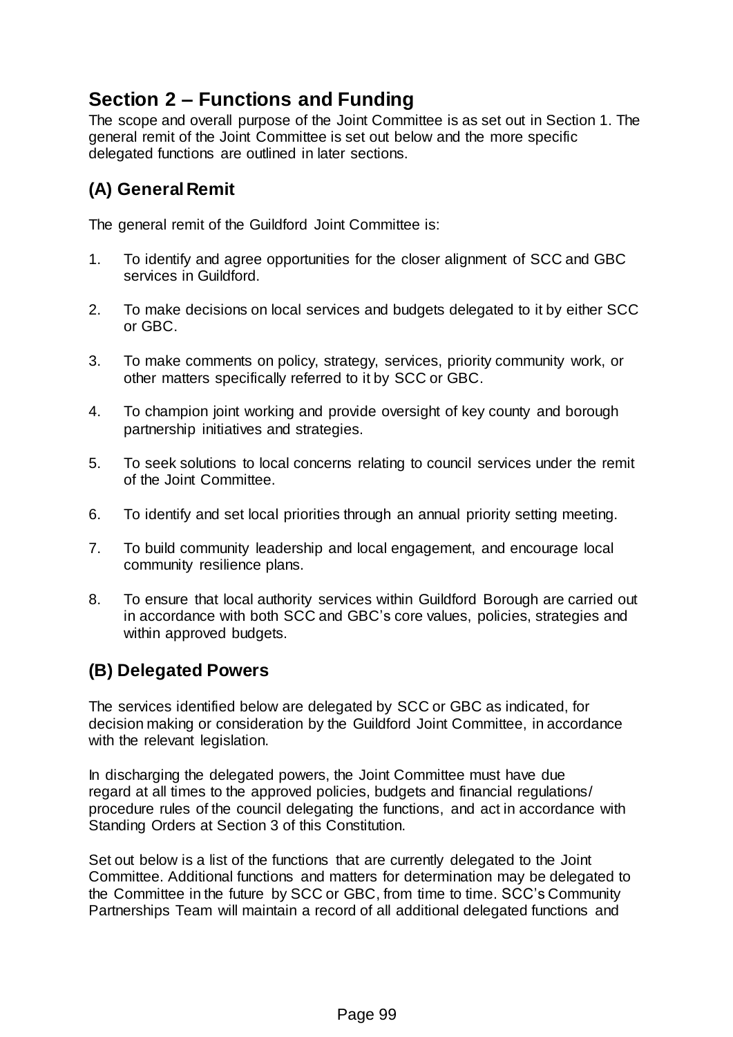## Section 2 – Functions and Funding

The scope and overall purpose of the Joint Committee is as set out in Section 1. The general remit of the Joint Committee is set out below and the more specific delegated functions are outlined in later sections.

### (A) General Remit

The general remit of the Guildford Joint Committee is:

1. To identify and agree opportunities for the closer alignment of SCC and GBC services in Guildford.

2. To make decisions on local services and budgets delegated to it by either SCC or GBC.

3. To make comments on policy, strategy, services, priority community work, or other matters specifically referred to it by SCC or GBC.

4. To champion joint working and provide oversight of key county and borough partnership initiatives and strategies.

5. To seek solutions to local concerns relating to council services under the remit of the Joint Committee.

6. To identify and set local priorities through an annual priority setting meeting.

7. To build community leadership and local engagement, and encourage local community resilience plans.

8. To ensure that local authority services within Guildford Borough are carried out in accordance with both SCC and GBC's core values, policies, strategies and within approved budgets.

### (B) Delegated Powers

The services identified below are delegated by SCC or GBC as indicated, for decision making or consideration by the Guildford Joint Committee, in accordance with the relevant legislation.

In discharging the delegated powers, the Joint Committee must have due regard at all times to the approved policies, budgets and financial regulations/ procedure rules of the council delegating the functions, and act in accordance with Standing Orders at Section 3 of this Constitution.

Set out below is a list of the functions that are currently delegated to the Joint Committee. Additional functions and matters for determination may be delegated to the Committee in the future by SCC or GBC, from time to time. SCC's Community Partnerships Team will maintain a record of all additional delegated functions and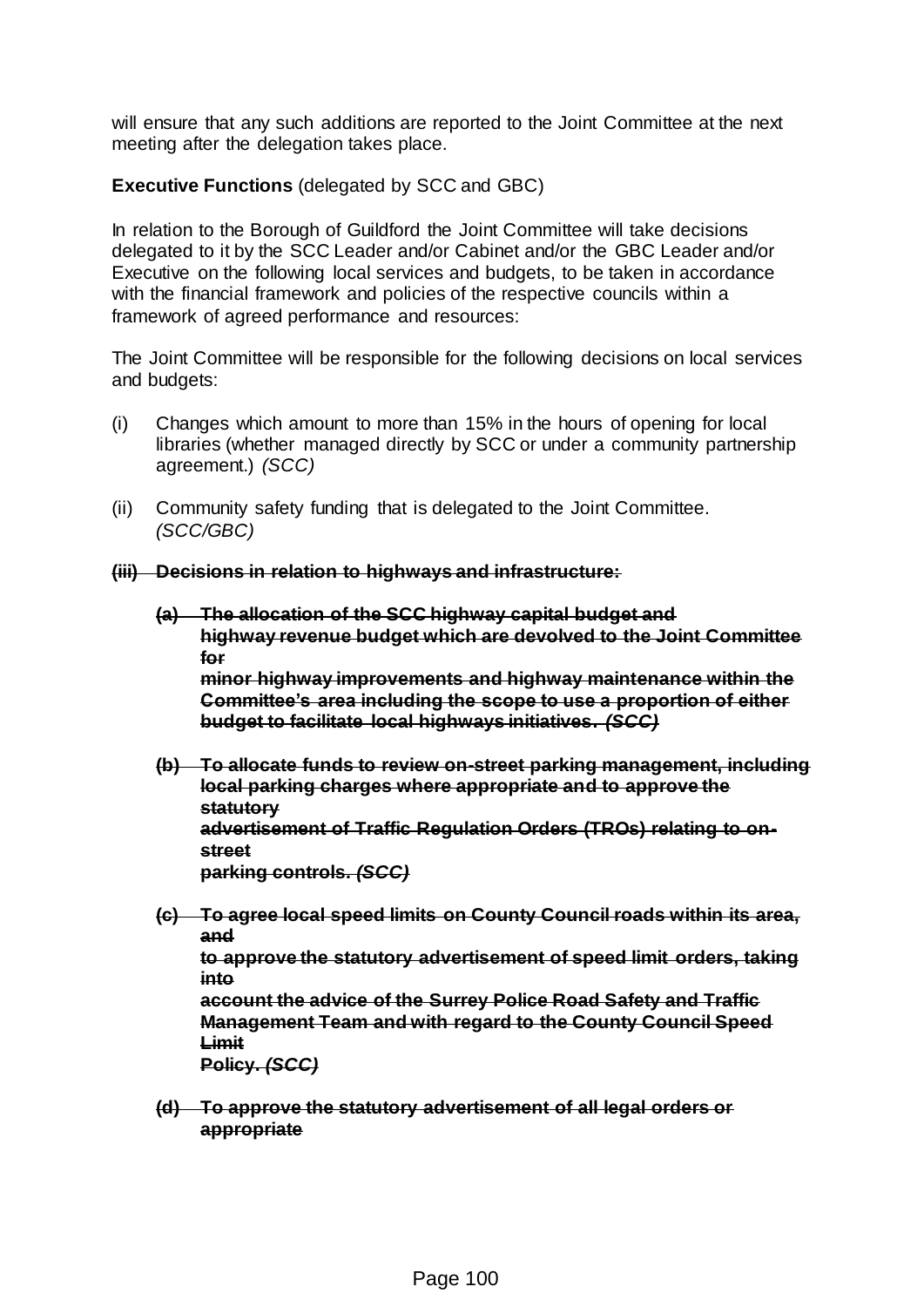will ensure that any such additions are reported to the Joint Committee at the next meeting after the delegation takes place.

**Executive Functions** (delegated by SCC and GBC)

In relation to the Borough of Guildford the Joint Committee will take decisions delegated to it by the SCC Leader and/or Cabinet and/or the GBC Leader and/or Executive on the following local services and budgets, to be taken in accordance with the financial framework and policies of the respective councils within a framework of agreed performance and resources:

The Joint Committee will be responsible for the following decisions on local services and budgets:

(i) Changes which amount to more than 15% in the hours of opening for local libraries (whether managed directly by SCC or under a community partnership agreement.) *(SCC)*

(ii) Community safety funding that is delegated to the Joint Committee. *(SCC/GBC)*

~~**(iii) Decisions in relation to highways and infrastructure:**~~

~~**(a) The allocation of the SCC highway capital budget and highway revenue budget which are devolved to the Joint Committee for minor highway improvements and highway maintenance within the Committee's area including the scope to use a proportion of either budget to facilitate local highways initiatives. *(SCC)***~~

~~**(b) To allocate funds to review on-street parking management, including local parking charges where appropriate and to approve the statutory advertisement of Traffic Regulation Orders (TROs) relating to on-street parking controls. *(SCC)***~~

~~**(c) To agree local speed limits on County Council roads within its area, and to approve the statutory advertisement of speed limit orders, taking into account the advice of the Surrey Police Road Safety and Traffic Management Team and with regard to the County Council Speed Limit Policy. *(SCC)***~~

~~**(d) To approve the statutory advertisement of all legal orders or appropriate**~~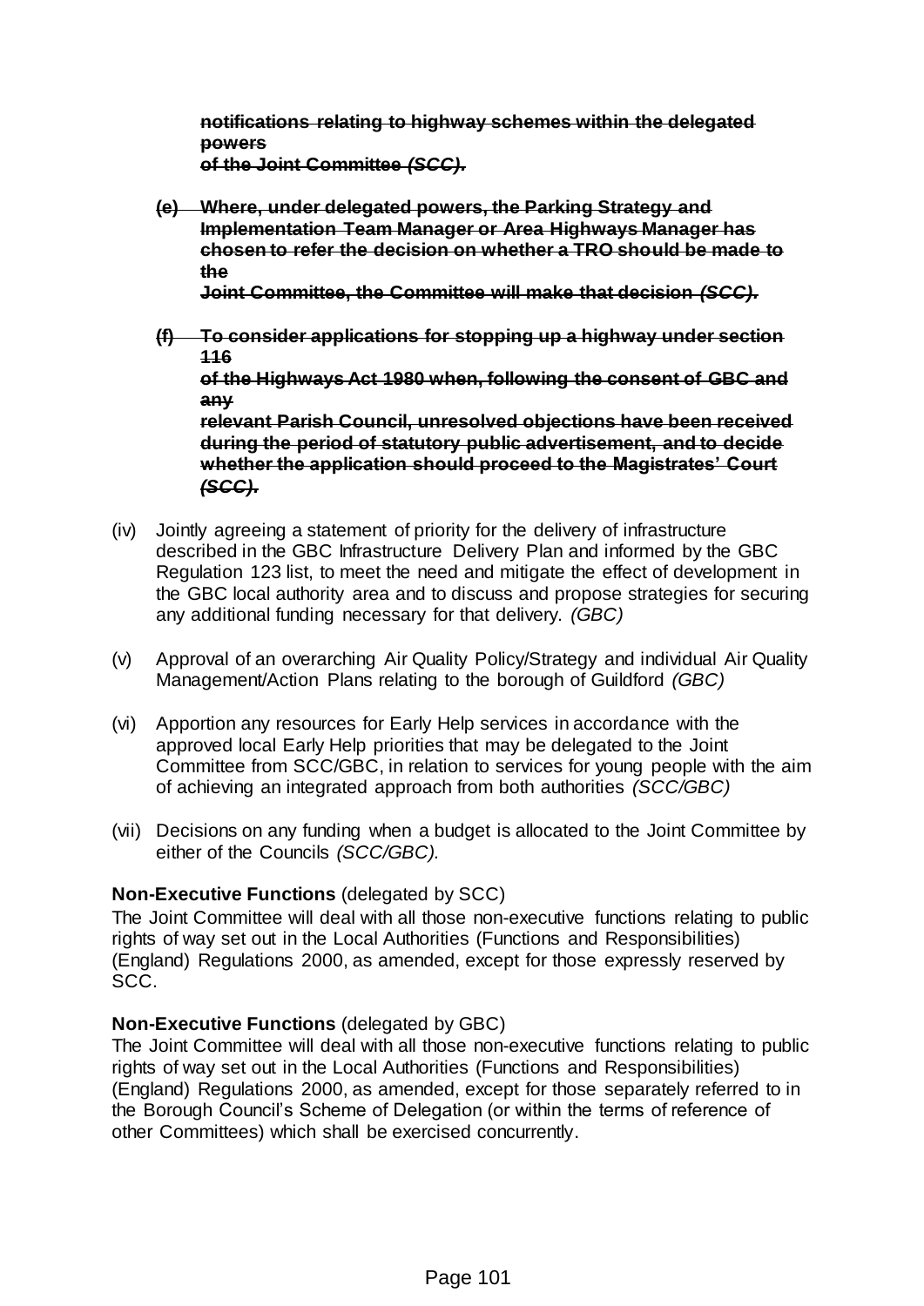~~**notifications relating to highway schemes within the delegated powers of the Joint Committee *(SCC).***~~

~~**(e) Where, under delegated powers, the Parking Strategy and Implementation Team Manager or Area Highways Manager has chosen to refer the decision on whether a TRO should be made to the Joint Committee, the Committee will make that decision *(SCC).***~~

~~**(f) To consider applications for stopping up a highway under section 116 of the Highways Act 1980 when, following the consent of GBC and any relevant Parish Council, unresolved objections have been received during the period of statutory public advertisement, and to decide whether the application should proceed to the Magistrates' Court *(SCC).***~~

(iv) Jointly agreeing a statement of priority for the delivery of infrastructure described in the GBC Infrastructure Delivery Plan and informed by the GBC Regulation 123 list, to meet the need and mitigate the effect of development in the GBC local authority area and to discuss and propose strategies for securing any additional funding necessary for that delivery. *(GBC)*

(v) Approval of an overarching Air Quality Policy/Strategy and individual Air Quality Management/Action Plans relating to the borough of Guildford *(GBC)*

(vi) Apportion any resources for Early Help services in accordance with the approved local Early Help priorities that may be delegated to the Joint Committee from SCC/GBC, in relation to services for young people with the aim of achieving an integrated approach from both authorities *(SCC/GBC)*

(vii) Decisions on any funding when a budget is allocated to the Joint Committee by either of the Councils *(SCC/GBC).*

**Non-Executive Functions** (delegated by SCC)
The Joint Committee will deal with all those non-executive functions relating to public rights of way set out in the Local Authorities (Functions and Responsibilities) (England) Regulations 2000, as amended, except for those expressly reserved by SCC.

**Non-Executive Functions** (delegated by GBC)
The Joint Committee will deal with all those non-executive functions relating to public rights of way set out in the Local Authorities (Functions and Responsibilities) (England) Regulations 2000, as amended, except for those separately referred to in the Borough Council's Scheme of Delegation (or within the terms of reference of other Committees) which shall be exercised concurrently.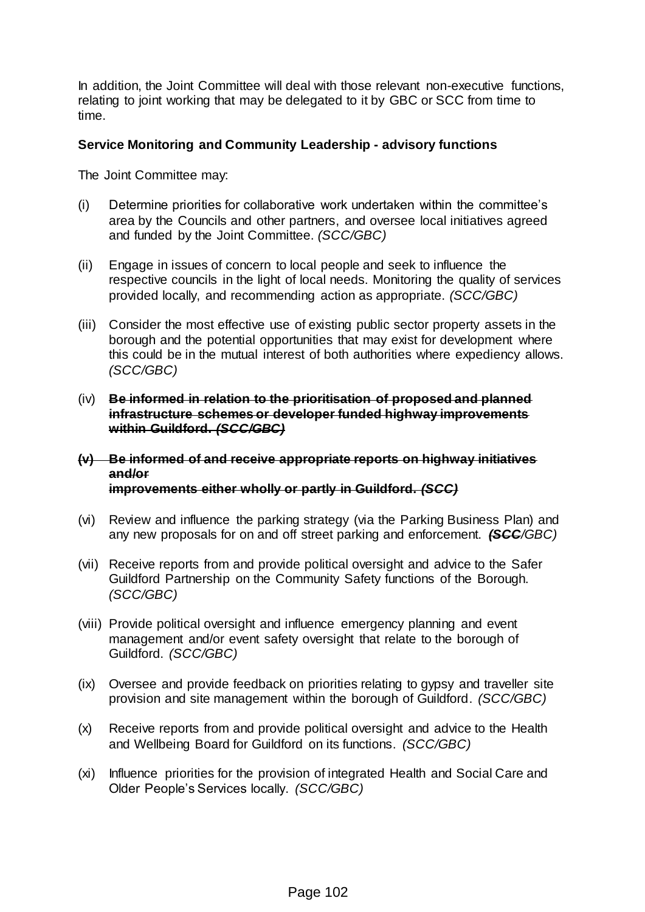In addition, the Joint Committee will deal with those relevant non-executive functions, relating to joint working that may be delegated to it by GBC or SCC from time to time.

**Service Monitoring and Community Leadership - advisory functions**

The Joint Committee may:

(i) Determine priorities for collaborative work undertaken within the committee's area by the Councils and other partners, and oversee local initiatives agreed and funded by the Joint Committee. *(SCC/GBC)*

(ii) Engage in issues of concern to local people and seek to influence the respective councils in the light of local needs. Monitoring the quality of services provided locally, and recommending action as appropriate. *(SCC/GBC)*

(iii) Consider the most effective use of existing public sector property assets in the borough and the potential opportunities that may exist for development where this could be in the mutual interest of both authorities where expediency allows. *(SCC/GBC)*

(iv) ~~**Be informed in relation to the prioritisation of proposed and planned infrastructure schemes or developer funded highway improvements within Guildford.** ***(SCC/GBC)***~~

~~**(v) Be informed of and receive appropriate reports on highway initiatives and/or improvements either wholly or partly in Guildford.** ***(SCC)***~~

(vi) Review and influence the parking strategy (via the Parking Business Plan) and any new proposals for on and off street parking and enforcement. *(~~**SCC**~~/GBC)*

(vii) Receive reports from and provide political oversight and advice to the Safer Guildford Partnership on the Community Safety functions of the Borough. *(SCC/GBC)*

(viii) Provide political oversight and influence emergency planning and event management and/or event safety oversight that relate to the borough of Guildford. *(SCC/GBC)*

(ix) Oversee and provide feedback on priorities relating to gypsy and traveller site provision and site management within the borough of Guildford. *(SCC/GBC)*

(x) Receive reports from and provide political oversight and advice to the Health and Wellbeing Board for Guildford on its functions. *(SCC/GBC)*

(xi) Influence priorities for the provision of integrated Health and Social Care and Older People's Services locally. *(SCC/GBC)*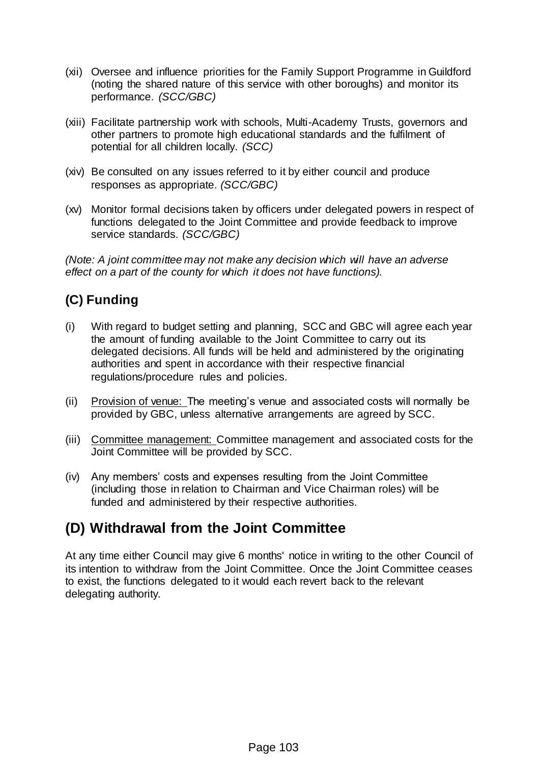(xii) Oversee and influence priorities for the Family Support Programme in Guildford (noting the shared nature of this service with other boroughs) and monitor its performance. *(SCC/GBC)*

(xiii) Facilitate partnership work with schools, Multi-Academy Trusts, governors and other partners to promote high educational standards and the fulfilment of potential for all children locally. *(SCC)*

(xiv) Be consulted on any issues referred to it by either council and produce responses as appropriate. *(SCC/GBC)*

(xv) Monitor formal decisions taken by officers under delegated powers in respect of functions delegated to the Joint Committee and provide feedback to improve service standards. *(SCC/GBC)*

*(Note: A joint committee may not make any decision which will have an adverse effect on a part of the county for which it does not have functions).*

## (C) Funding

(i) With regard to budget setting and planning, SCC and GBC will agree each year the amount of funding available to the Joint Committee to carry out its delegated decisions. All funds will be held and administered by the originating authorities and spent in accordance with their respective financial regulations/procedure rules and policies.

(ii) <u>Provision of venue:</u> The meeting's venue and associated costs will normally be provided by GBC, unless alternative arrangements are agreed by SCC.

(iii) <u>Committee management:</u> Committee management and associated costs for the Joint Committee will be provided by SCC.

(iv) Any members' costs and expenses resulting from the Joint Committee (including those in relation to Chairman and Vice Chairman roles) will be funded and administered by their respective authorities.

## (D) Withdrawal from the Joint Committee

At any time either Council may give 6 months' notice in writing to the other Council of its intention to withdraw from the Joint Committee. Once the Joint Committee ceases to exist, the functions delegated to it would each revert back to the relevant delegating authority.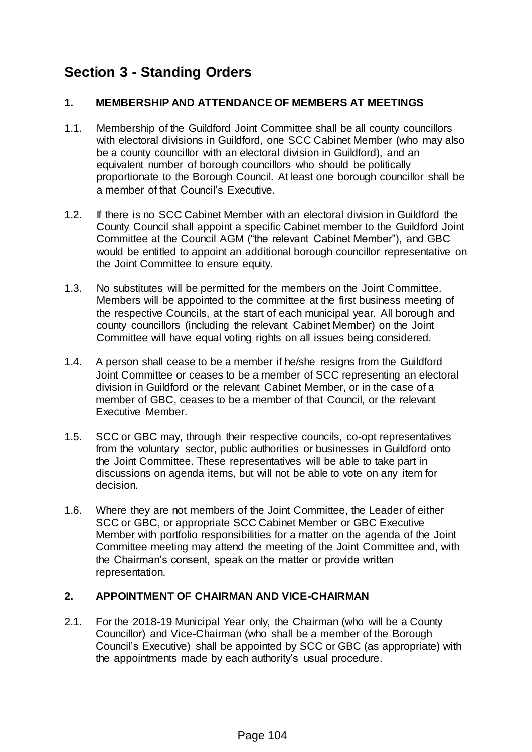# Section 3 - Standing Orders

## 1. MEMBERSHIP AND ATTENDANCE OF MEMBERS AT MEETINGS

1.1. Membership of the Guildford Joint Committee shall be all county councillors with electoral divisions in Guildford, one SCC Cabinet Member (who may also be a county councillor with an electoral division in Guildford), and an equivalent number of borough councillors who should be politically proportionate to the Borough Council. At least one borough councillor shall be a member of that Council's Executive.

1.2. If there is no SCC Cabinet Member with an electoral division in Guildford the County Council shall appoint a specific Cabinet member to the Guildford Joint Committee at the Council AGM ("the relevant Cabinet Member"), and GBC would be entitled to appoint an additional borough councillor representative on the Joint Committee to ensure equity.

1.3. No substitutes will be permitted for the members on the Joint Committee. Members will be appointed to the committee at the first business meeting of the respective Councils, at the start of each municipal year. All borough and county councillors (including the relevant Cabinet Member) on the Joint Committee will have equal voting rights on all issues being considered.

1.4. A person shall cease to be a member if he/she resigns from the Guildford Joint Committee or ceases to be a member of SCC representing an electoral division in Guildford or the relevant Cabinet Member, or in the case of a member of GBC, ceases to be a member of that Council, or the relevant Executive Member.

1.5. SCC or GBC may, through their respective councils, co-opt representatives from the voluntary sector, public authorities or businesses in Guildford onto the Joint Committee. These representatives will be able to take part in discussions on agenda items, but will not be able to vote on any item for decision.

1.6. Where they are not members of the Joint Committee, the Leader of either SCC or GBC, or appropriate SCC Cabinet Member or GBC Executive Member with portfolio responsibilities for a matter on the agenda of the Joint Committee meeting may attend the meeting of the Joint Committee and, with the Chairman's consent, speak on the matter or provide written representation.

## 2. APPOINTMENT OF CHAIRMAN AND VICE-CHAIRMAN

2.1. For the 2018-19 Municipal Year only, the Chairman (who will be a County Councillor) and Vice-Chairman (who shall be a member of the Borough Council's Executive) shall be appointed by SCC or GBC (as appropriate) with the appointments made by each authority's usual procedure.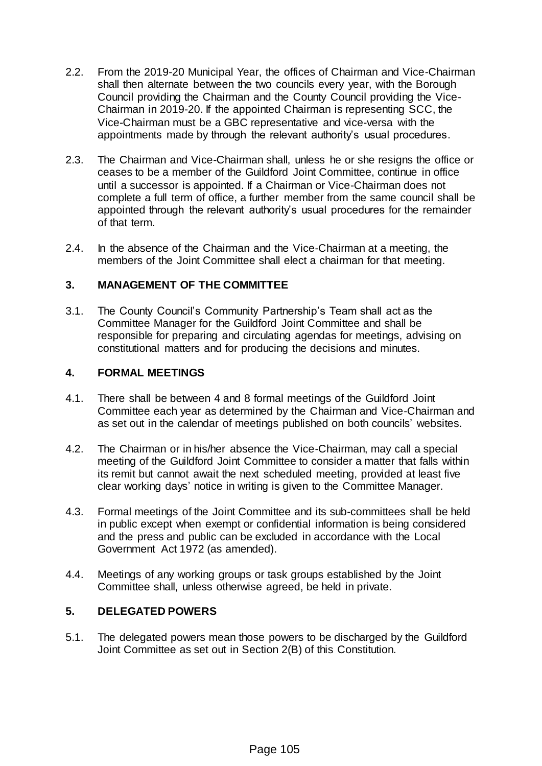2.2. From the 2019-20 Municipal Year, the offices of Chairman and Vice-Chairman shall then alternate between the two councils every year, with the Borough Council providing the Chairman and the County Council providing the Vice-Chairman in 2019-20. If the appointed Chairman is representing SCC, the Vice-Chairman must be a GBC representative and vice-versa with the appointments made by through the relevant authority's usual procedures.

2.3. The Chairman and Vice-Chairman shall, unless he or she resigns the office or ceases to be a member of the Guildford Joint Committee, continue in office until a successor is appointed. If a Chairman or Vice-Chairman does not complete a full term of office, a further member from the same council shall be appointed through the relevant authority's usual procedures for the remainder of that term.

2.4. In the absence of the Chairman and the Vice-Chairman at a meeting, the members of the Joint Committee shall elect a chairman for that meeting.

## 3. MANAGEMENT OF THE COMMITTEE

3.1. The County Council's Community Partnership's Team shall act as the Committee Manager for the Guildford Joint Committee and shall be responsible for preparing and circulating agendas for meetings, advising on constitutional matters and for producing the decisions and minutes.

## 4. FORMAL MEETINGS

4.1. There shall be between 4 and 8 formal meetings of the Guildford Joint Committee each year as determined by the Chairman and Vice-Chairman and as set out in the calendar of meetings published on both councils' websites.

4.2. The Chairman or in his/her absence the Vice-Chairman, may call a special meeting of the Guildford Joint Committee to consider a matter that falls within its remit but cannot await the next scheduled meeting, provided at least five clear working days' notice in writing is given to the Committee Manager.

4.3. Formal meetings of the Joint Committee and its sub-committees shall be held in public except when exempt or confidential information is being considered and the press and public can be excluded in accordance with the Local Government Act 1972 (as amended).

4.4. Meetings of any working groups or task groups established by the Joint Committee shall, unless otherwise agreed, be held in private.

## 5. DELEGATED POWERS

5.1. The delegated powers mean those powers to be discharged by the Guildford Joint Committee as set out in Section 2(B) of this Constitution.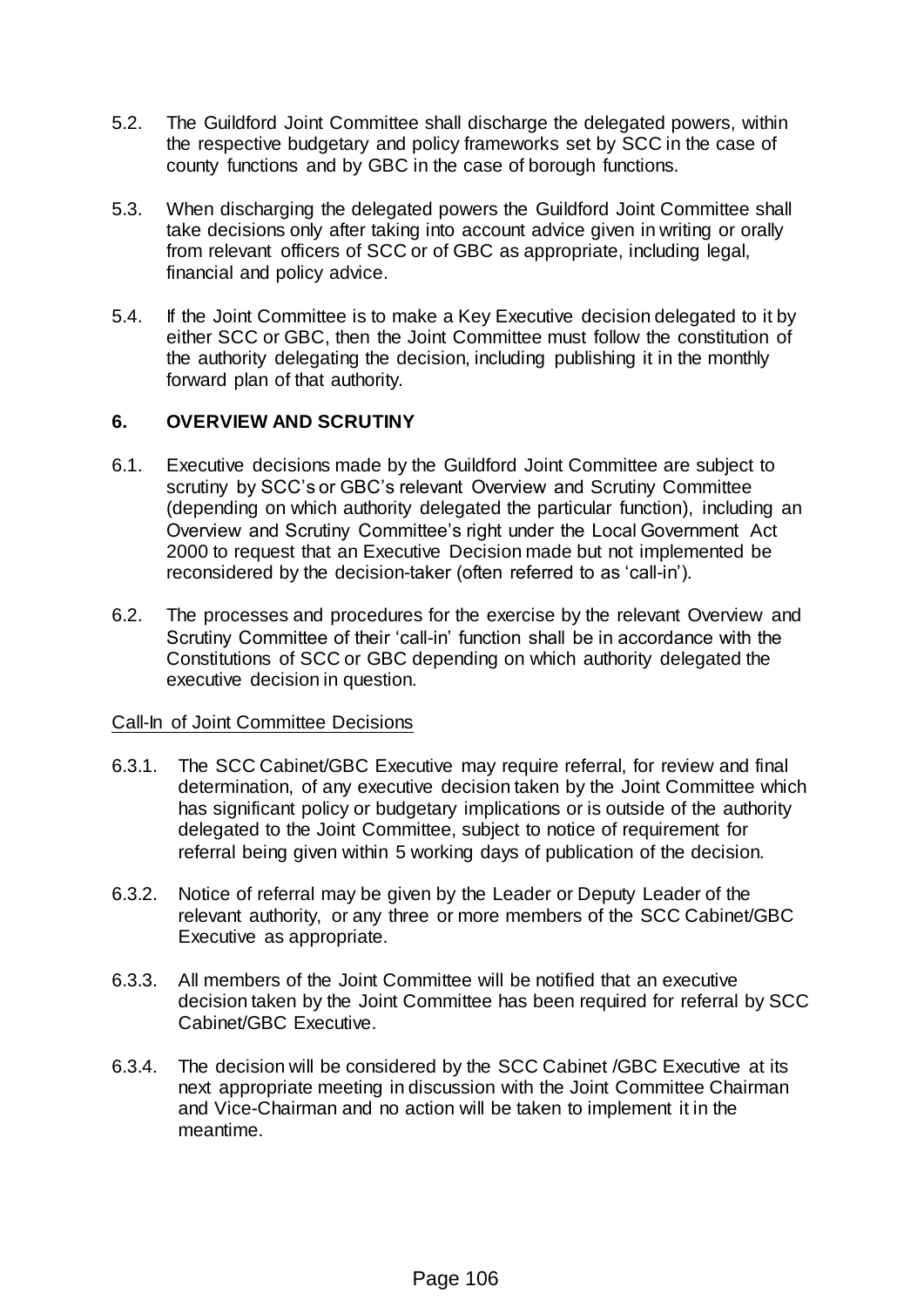5.2. The Guildford Joint Committee shall discharge the delegated powers, within the respective budgetary and policy frameworks set by SCC in the case of county functions and by GBC in the case of borough functions.

5.3. When discharging the delegated powers the Guildford Joint Committee shall take decisions only after taking into account advice given in writing or orally from relevant officers of SCC or of GBC as appropriate, including legal, financial and policy advice.

5.4. If the Joint Committee is to make a Key Executive decision delegated to it by either SCC or GBC, then the Joint Committee must follow the constitution of the authority delegating the decision, including publishing it in the monthly forward plan of that authority.

## 6. OVERVIEW AND SCRUTINY

6.1. Executive decisions made by the Guildford Joint Committee are subject to scrutiny by SCC's or GBC's relevant Overview and Scrutiny Committee (depending on which authority delegated the particular function), including an Overview and Scrutiny Committee's right under the Local Government Act 2000 to request that an Executive Decision made but not implemented be reconsidered by the decision-taker (often referred to as 'call-in').

6.2. The processes and procedures for the exercise by the relevant Overview and Scrutiny Committee of their 'call-in' function shall be in accordance with the Constitutions of SCC or GBC depending on which authority delegated the executive decision in question.

<u>Call-In of Joint Committee Decisions</u>

6.3.1. The SCC Cabinet/GBC Executive may require referral, for review and final determination, of any executive decision taken by the Joint Committee which has significant policy or budgetary implications or is outside of the authority delegated to the Joint Committee, subject to notice of requirement for referral being given within 5 working days of publication of the decision.

6.3.2. Notice of referral may be given by the Leader or Deputy Leader of the relevant authority, or any three or more members of the SCC Cabinet/GBC Executive as appropriate.

6.3.3. All members of the Joint Committee will be notified that an executive decision taken by the Joint Committee has been required for referral by SCC Cabinet/GBC Executive.

6.3.4. The decision will be considered by the SCC Cabinet /GBC Executive at its next appropriate meeting in discussion with the Joint Committee Chairman and Vice-Chairman and no action will be taken to implement it in the meantime.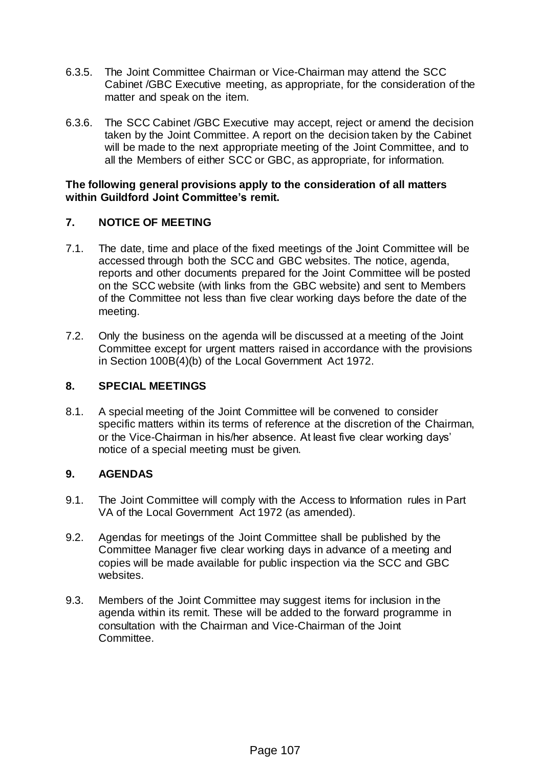6.3.5. The Joint Committee Chairman or Vice-Chairman may attend the SCC Cabinet /GBC Executive meeting, as appropriate, for the consideration of the matter and speak on the item.

6.3.6. The SCC Cabinet /GBC Executive may accept, reject or amend the decision taken by the Joint Committee. A report on the decision taken by the Cabinet will be made to the next appropriate meeting of the Joint Committee, and to all the Members of either SCC or GBC, as appropriate, for information.

**The following general provisions apply to the consideration of all matters within Guildford Joint Committee's remit.**

## 7. NOTICE OF MEETING

7.1. The date, time and place of the fixed meetings of the Joint Committee will be accessed through both the SCC and GBC websites. The notice, agenda, reports and other documents prepared for the Joint Committee will be posted on the SCC website (with links from the GBC website) and sent to Members of the Committee not less than five clear working days before the date of the meeting.

7.2. Only the business on the agenda will be discussed at a meeting of the Joint Committee except for urgent matters raised in accordance with the provisions in Section 100B(4)(b) of the Local Government Act 1972.

## 8. SPECIAL MEETINGS

8.1. A special meeting of the Joint Committee will be convened to consider specific matters within its terms of reference at the discretion of the Chairman, or the Vice-Chairman in his/her absence. At least five clear working days' notice of a special meeting must be given.

## 9. AGENDAS

9.1. The Joint Committee will comply with the Access to Information rules in Part VA of the Local Government Act 1972 (as amended).

9.2. Agendas for meetings of the Joint Committee shall be published by the Committee Manager five clear working days in advance of a meeting and copies will be made available for public inspection via the SCC and GBC websites.

9.3. Members of the Joint Committee may suggest items for inclusion in the agenda within its remit. These will be added to the forward programme in consultation with the Chairman and Vice-Chairman of the Joint Committee.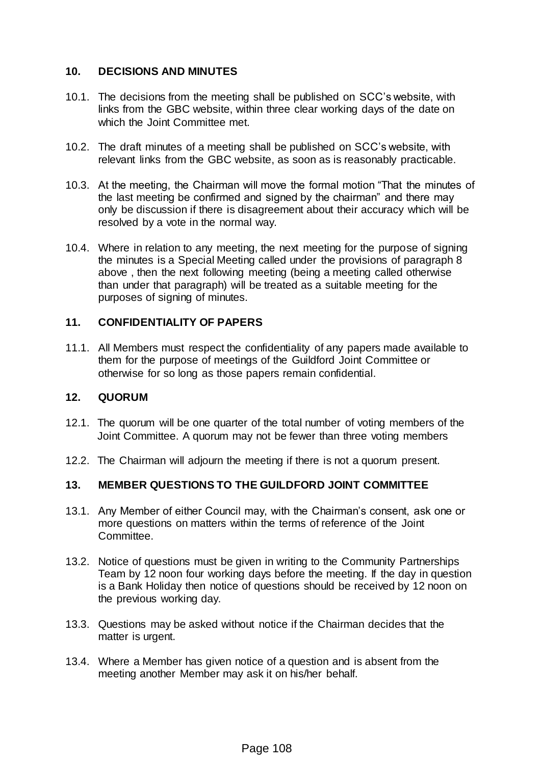## 10. DECISIONS AND MINUTES

10.1. The decisions from the meeting shall be published on SCC's website, with links from the GBC website, within three clear working days of the date on which the Joint Committee met.

10.2. The draft minutes of a meeting shall be published on SCC's website, with relevant links from the GBC website, as soon as is reasonably practicable.

10.3. At the meeting, the Chairman will move the formal motion "That the minutes of the last meeting be confirmed and signed by the chairman" and there may only be discussion if there is disagreement about their accuracy which will be resolved by a vote in the normal way.

10.4. Where in relation to any meeting, the next meeting for the purpose of signing the minutes is a Special Meeting called under the provisions of paragraph 8 above , then the next following meeting (being a meeting called otherwise than under that paragraph) will be treated as a suitable meeting for the purposes of signing of minutes.

## 11. CONFIDENTIALITY OF PAPERS

11.1. All Members must respect the confidentiality of any papers made available to them for the purpose of meetings of the Guildford Joint Committee or otherwise for so long as those papers remain confidential.

## 12. QUORUM

12.1. The quorum will be one quarter of the total number of voting members of the Joint Committee. A quorum may not be fewer than three voting members

12.2. The Chairman will adjourn the meeting if there is not a quorum present.

## 13. MEMBER QUESTIONS TO THE GUILDFORD JOINT COMMITTEE

13.1. Any Member of either Council may, with the Chairman's consent, ask one or more questions on matters within the terms of reference of the Joint Committee.

13.2. Notice of questions must be given in writing to the Community Partnerships Team by 12 noon four working days before the meeting. If the day in question is a Bank Holiday then notice of questions should be received by 12 noon on the previous working day.

13.3. Questions may be asked without notice if the Chairman decides that the matter is urgent.

13.4. Where a Member has given notice of a question and is absent from the meeting another Member may ask it on his/her behalf.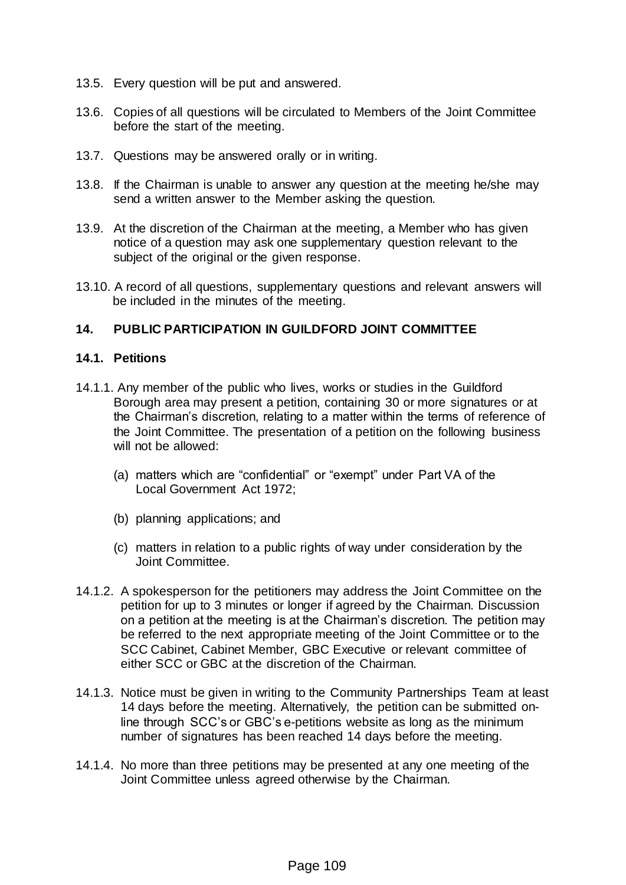13.5. Every question will be put and answered.

13.6. Copies of all questions will be circulated to Members of the Joint Committee before the start of the meeting.

13.7. Questions may be answered orally or in writing.

13.8. If the Chairman is unable to answer any question at the meeting he/she may send a written answer to the Member asking the question.

13.9. At the discretion of the Chairman at the meeting, a Member who has given notice of a question may ask one supplementary question relevant to the subject of the original or the given response.

13.10. A record of all questions, supplementary questions and relevant answers will be included in the minutes of the meeting.

## 14. PUBLIC PARTICIPATION IN GUILDFORD JOINT COMMITTEE

### 14.1. Petitions

14.1.1. Any member of the public who lives, works or studies in the Guildford Borough area may present a petition, containing 30 or more signatures or at the Chairman's discretion, relating to a matter within the terms of reference of the Joint Committee. The presentation of a petition on the following business will not be allowed:

(a) matters which are "confidential" or "exempt" under Part VA of the Local Government Act 1972;

(b) planning applications; and

(c) matters in relation to a public rights of way under consideration by the Joint Committee.

14.1.2. A spokesperson for the petitioners may address the Joint Committee on the petition for up to 3 minutes or longer if agreed by the Chairman. Discussion on a petition at the meeting is at the Chairman's discretion. The petition may be referred to the next appropriate meeting of the Joint Committee or to the SCC Cabinet, Cabinet Member, GBC Executive or relevant committee of either SCC or GBC at the discretion of the Chairman.

14.1.3. Notice must be given in writing to the Community Partnerships Team at least 14 days before the meeting. Alternatively, the petition can be submitted on-line through SCC's or GBC's e-petitions website as long as the minimum number of signatures has been reached 14 days before the meeting.

14.1.4. No more than three petitions may be presented at any one meeting of the Joint Committee unless agreed otherwise by the Chairman.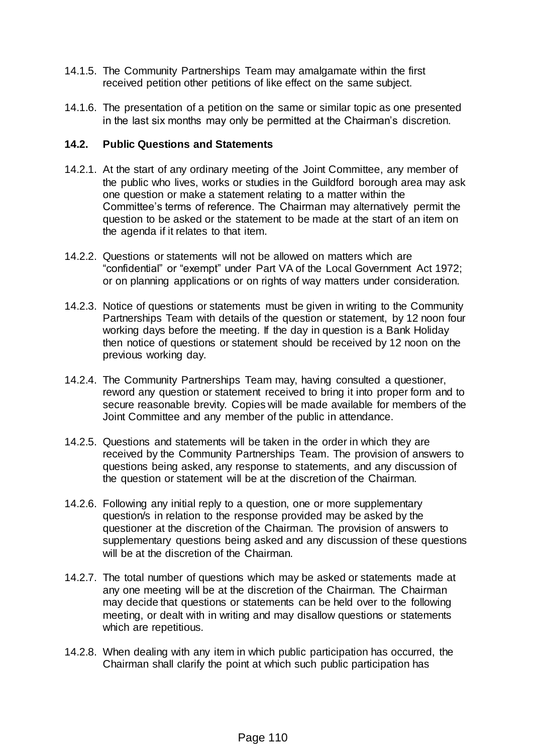14.1.5. The Community Partnerships Team may amalgamate within the first received petition other petitions of like effect on the same subject.

14.1.6. The presentation of a petition on the same or similar topic as one presented in the last six months may only be permitted at the Chairman's discretion.

### 14.2. Public Questions and Statements

14.2.1. At the start of any ordinary meeting of the Joint Committee, any member of the public who lives, works or studies in the Guildford borough area may ask one question or make a statement relating to a matter within the Committee's terms of reference. The Chairman may alternatively permit the question to be asked or the statement to be made at the start of an item on the agenda if it relates to that item.

14.2.2. Questions or statements will not be allowed on matters which are "confidential" or "exempt" under Part VA of the Local Government Act 1972; or on planning applications or on rights of way matters under consideration.

14.2.3. Notice of questions or statements must be given in writing to the Community Partnerships Team with details of the question or statement, by 12 noon four working days before the meeting. If the day in question is a Bank Holiday then notice of questions or statement should be received by 12 noon on the previous working day.

14.2.4. The Community Partnerships Team may, having consulted a questioner, reword any question or statement received to bring it into proper form and to secure reasonable brevity. Copies will be made available for members of the Joint Committee and any member of the public in attendance.

14.2.5. Questions and statements will be taken in the order in which they are received by the Community Partnerships Team. The provision of answers to questions being asked, any response to statements, and any discussion of the question or statement will be at the discretion of the Chairman.

14.2.6. Following any initial reply to a question, one or more supplementary question/s in relation to the response provided may be asked by the questioner at the discretion of the Chairman. The provision of answers to supplementary questions being asked and any discussion of these questions will be at the discretion of the Chairman.

14.2.7. The total number of questions which may be asked or statements made at any one meeting will be at the discretion of the Chairman. The Chairman may decide that questions or statements can be held over to the following meeting, or dealt with in writing and may disallow questions or statements which are repetitious.

14.2.8. When dealing with any item in which public participation has occurred, the Chairman shall clarify the point at which such public participation has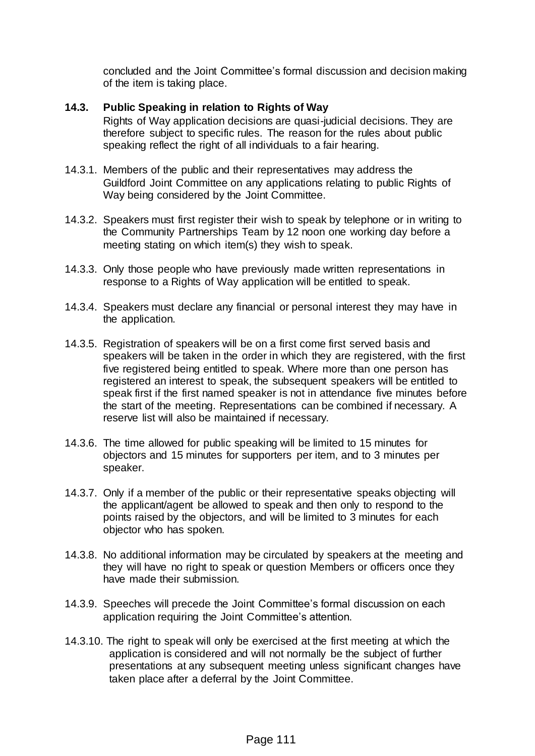concluded and the Joint Committee's formal discussion and decision making of the item is taking place.

### 14.3. Public Speaking in relation to Rights of Way

Rights of Way application decisions are quasi-judicial decisions. They are therefore subject to specific rules. The reason for the rules about public speaking reflect the right of all individuals to a fair hearing.

14.3.1. Members of the public and their representatives may address the Guildford Joint Committee on any applications relating to public Rights of Way being considered by the Joint Committee.

14.3.2. Speakers must first register their wish to speak by telephone or in writing to the Community Partnerships Team by 12 noon one working day before a meeting stating on which item(s) they wish to speak.

14.3.3. Only those people who have previously made written representations in response to a Rights of Way application will be entitled to speak.

14.3.4. Speakers must declare any financial or personal interest they may have in the application.

14.3.5. Registration of speakers will be on a first come first served basis and speakers will be taken in the order in which they are registered, with the first five registered being entitled to speak. Where more than one person has registered an interest to speak, the subsequent speakers will be entitled to speak first if the first named speaker is not in attendance five minutes before the start of the meeting. Representations can be combined if necessary. A reserve list will also be maintained if necessary.

14.3.6. The time allowed for public speaking will be limited to 15 minutes for objectors and 15 minutes for supporters per item, and to 3 minutes per speaker.

14.3.7. Only if a member of the public or their representative speaks objecting will the applicant/agent be allowed to speak and then only to respond to the points raised by the objectors, and will be limited to 3 minutes for each objector who has spoken.

14.3.8. No additional information may be circulated by speakers at the meeting and they will have no right to speak or question Members or officers once they have made their submission.

14.3.9. Speeches will precede the Joint Committee's formal discussion on each application requiring the Joint Committee's attention.

14.3.10. The right to speak will only be exercised at the first meeting at which the application is considered and will not normally be the subject of further presentations at any subsequent meeting unless significant changes have taken place after a deferral by the Joint Committee.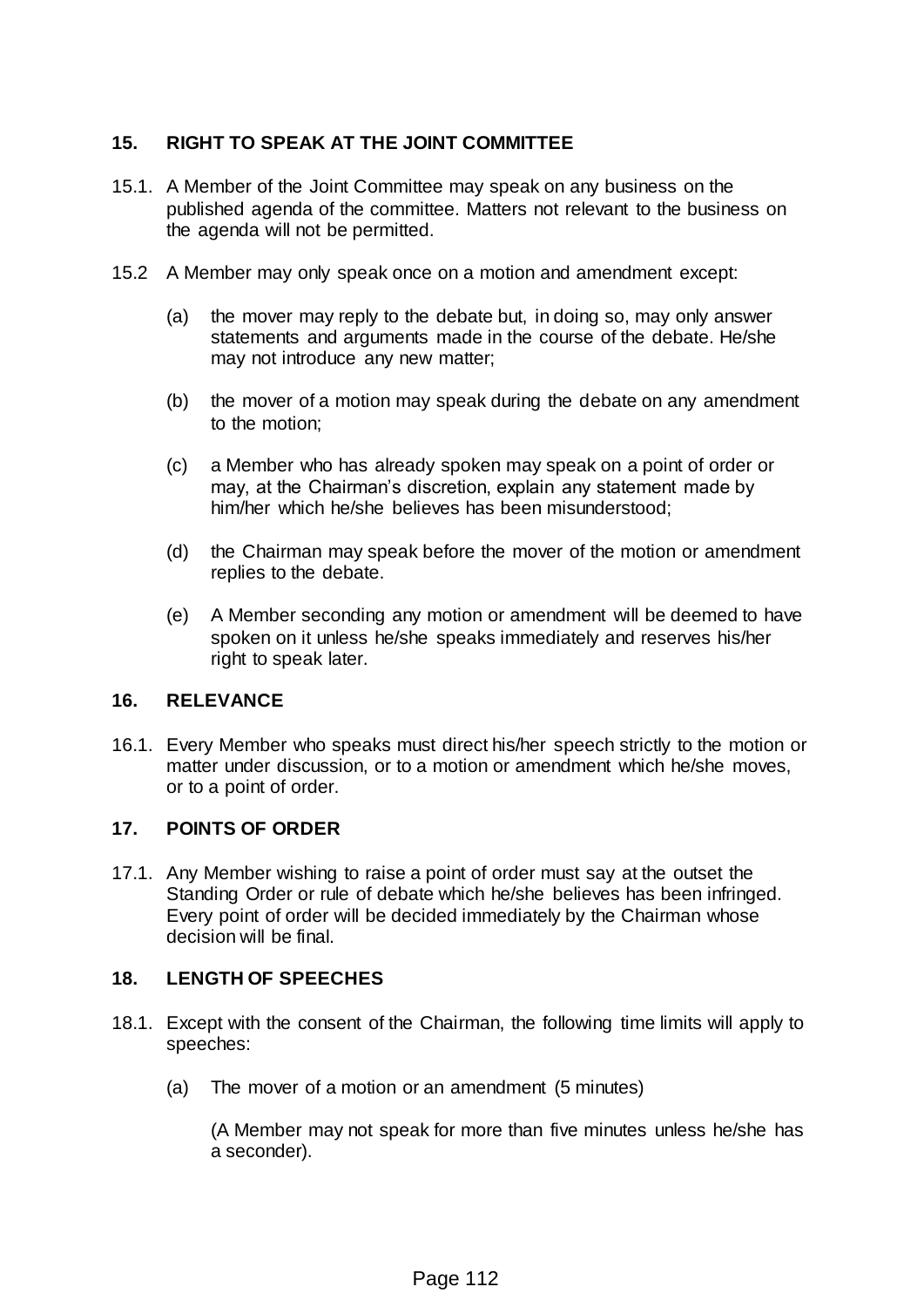## 15. RIGHT TO SPEAK AT THE JOINT COMMITTEE

15.1. A Member of the Joint Committee may speak on any business on the published agenda of the committee. Matters not relevant to the business on the agenda will not be permitted.

15.2 A Member may only speak once on a motion and amendment except:

(a) the mover may reply to the debate but, in doing so, may only answer statements and arguments made in the course of the debate. He/she may not introduce any new matter;

(b) the mover of a motion may speak during the debate on any amendment to the motion;

(c) a Member who has already spoken may speak on a point of order or may, at the Chairman's discretion, explain any statement made by him/her which he/she believes has been misunderstood;

(d) the Chairman may speak before the mover of the motion or amendment replies to the debate.

(e) A Member seconding any motion or amendment will be deemed to have spoken on it unless he/she speaks immediately and reserves his/her right to speak later.

## 16. RELEVANCE

16.1. Every Member who speaks must direct his/her speech strictly to the motion or matter under discussion, or to a motion or amendment which he/she moves, or to a point of order.

## 17. POINTS OF ORDER

17.1. Any Member wishing to raise a point of order must say at the outset the Standing Order or rule of debate which he/she believes has been infringed. Every point of order will be decided immediately by the Chairman whose decision will be final.

## 18. LENGTH OF SPEECHES

18.1. Except with the consent of the Chairman, the following time limits will apply to speeches:

(a) The mover of a motion or an amendment (5 minutes)

(A Member may not speak for more than five minutes unless he/she has a seconder).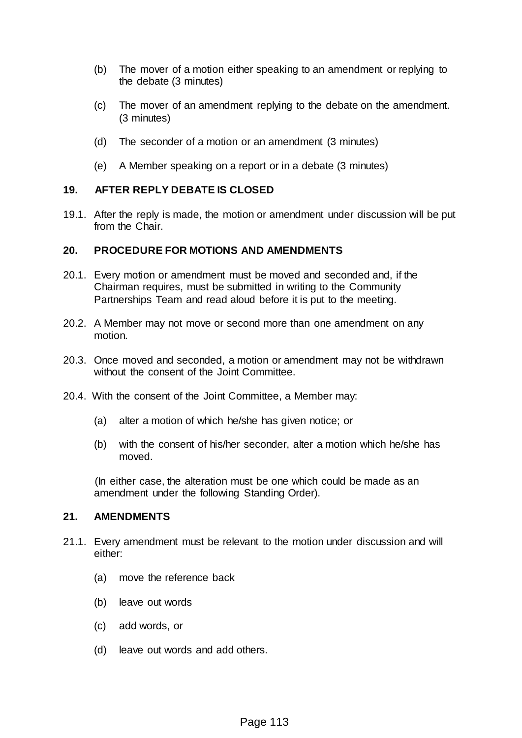(b) The mover of a motion either speaking to an amendment or replying to the debate (3 minutes)

(c) The mover of an amendment replying to the debate on the amendment. (3 minutes)

(d) The seconder of a motion or an amendment (3 minutes)

(e) A Member speaking on a report or in a debate (3 minutes)

## 19. AFTER REPLY DEBATE IS CLOSED

19.1. After the reply is made, the motion or amendment under discussion will be put from the Chair.

## 20. PROCEDURE FOR MOTIONS AND AMENDMENTS

20.1. Every motion or amendment must be moved and seconded and, if the Chairman requires, must be submitted in writing to the Community Partnerships Team and read aloud before it is put to the meeting.

20.2. A Member may not move or second more than one amendment on any motion.

20.3. Once moved and seconded, a motion or amendment may not be withdrawn without the consent of the Joint Committee.

20.4. With the consent of the Joint Committee, a Member may:

(a) alter a motion of which he/she has given notice; or

(b) with the consent of his/her seconder, alter a motion which he/she has moved.

(In either case, the alteration must be one which could be made as an amendment under the following Standing Order).

## 21. AMENDMENTS

21.1. Every amendment must be relevant to the motion under discussion and will either:

(a) move the reference back

(b) leave out words

(c) add words, or

(d) leave out words and add others.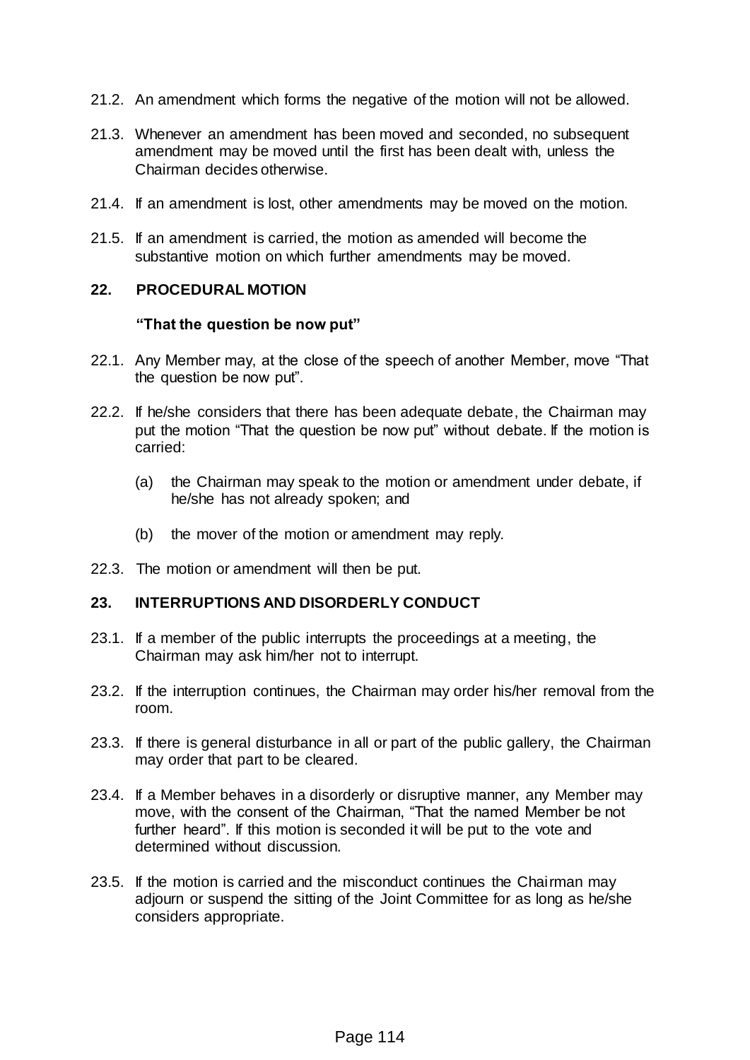21.2. An amendment which forms the negative of the motion will not be allowed.

21.3. Whenever an amendment has been moved and seconded, no subsequent amendment may be moved until the first has been dealt with, unless the Chairman decides otherwise.

21.4. If an amendment is lost, other amendments may be moved on the motion.

21.5. If an amendment is carried, the motion as amended will become the substantive motion on which further amendments may be moved.

## 22. PROCEDURAL MOTION

**"That the question be now put"**

22.1. Any Member may, at the close of the speech of another Member, move "That the question be now put".

22.2. If he/she considers that there has been adequate debate, the Chairman may put the motion "That the question be now put" without debate. If the motion is carried:

(a) the Chairman may speak to the motion or amendment under debate, if he/she has not already spoken; and

(b) the mover of the motion or amendment may reply.

22.3. The motion or amendment will then be put.

## 23. INTERRUPTIONS AND DISORDERLY CONDUCT

23.1. If a member of the public interrupts the proceedings at a meeting, the Chairman may ask him/her not to interrupt.

23.2. If the interruption continues, the Chairman may order his/her removal from the room.

23.3. If there is general disturbance in all or part of the public gallery, the Chairman may order that part to be cleared.

23.4. If a Member behaves in a disorderly or disruptive manner, any Member may move, with the consent of the Chairman, "That the named Member be not further heard". If this motion is seconded it will be put to the vote and determined without discussion.

23.5. If the motion is carried and the misconduct continues the Chairman may adjourn or suspend the sitting of the Joint Committee for as long as he/she considers appropriate.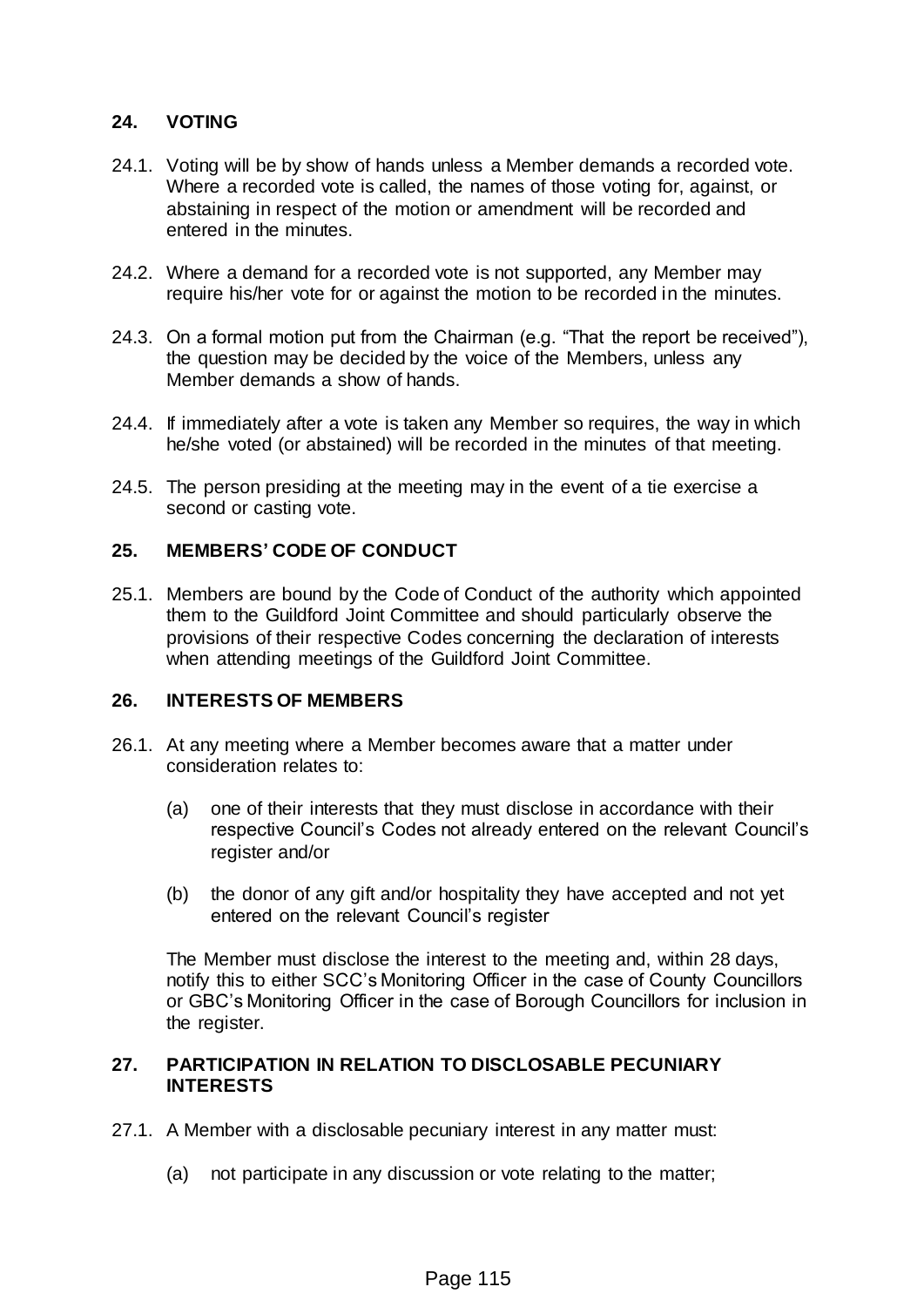## 24. VOTING

24.1. Voting will be by show of hands unless a Member demands a recorded vote. Where a recorded vote is called, the names of those voting for, against, or abstaining in respect of the motion or amendment will be recorded and entered in the minutes.

24.2. Where a demand for a recorded vote is not supported, any Member may require his/her vote for or against the motion to be recorded in the minutes.

24.3. On a formal motion put from the Chairman (e.g. "That the report be received"), the question may be decided by the voice of the Members, unless any Member demands a show of hands.

24.4. If immediately after a vote is taken any Member so requires, the way in which he/she voted (or abstained) will be recorded in the minutes of that meeting.

24.5. The person presiding at the meeting may in the event of a tie exercise a second or casting vote.

## 25. MEMBERS' CODE OF CONDUCT

25.1. Members are bound by the Code of Conduct of the authority which appointed them to the Guildford Joint Committee and should particularly observe the provisions of their respective Codes concerning the declaration of interests when attending meetings of the Guildford Joint Committee.

## 26. INTERESTS OF MEMBERS

26.1. At any meeting where a Member becomes aware that a matter under consideration relates to:

(a) one of their interests that they must disclose in accordance with their respective Council's Codes not already entered on the relevant Council's register and/or

(b) the donor of any gift and/or hospitality they have accepted and not yet entered on the relevant Council's register

The Member must disclose the interest to the meeting and, within 28 days, notify this to either SCC's Monitoring Officer in the case of County Councillors or GBC's Monitoring Officer in the case of Borough Councillors for inclusion in the register.

## 27. PARTICIPATION IN RELATION TO DISCLOSABLE PECUNIARY INTERESTS

27.1. A Member with a disclosable pecuniary interest in any matter must:

(a) not participate in any discussion or vote relating to the matter;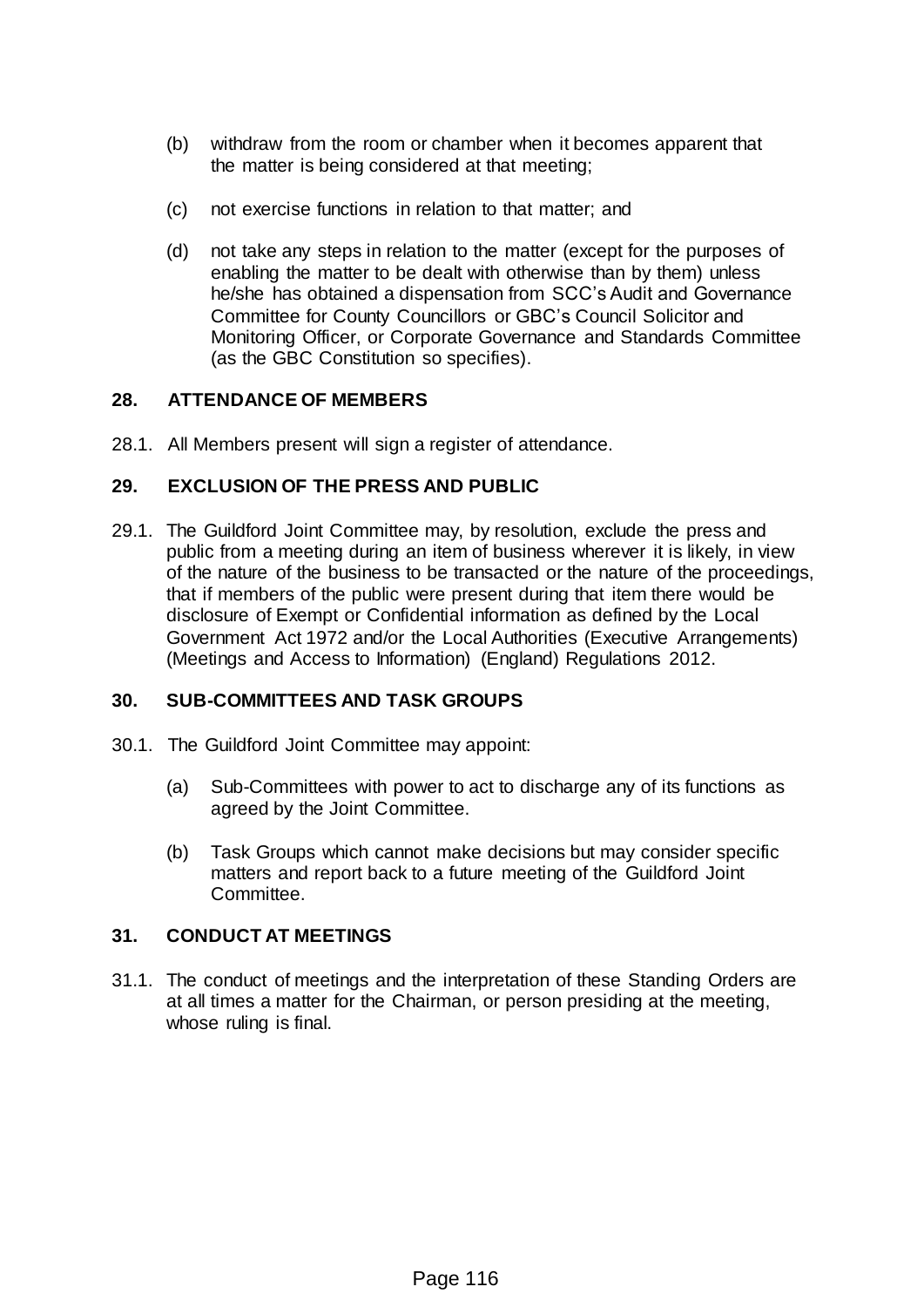(b) withdraw from the room or chamber when it becomes apparent that the matter is being considered at that meeting;

(c) not exercise functions in relation to that matter; and

(d) not take any steps in relation to the matter (except for the purposes of enabling the matter to be dealt with otherwise than by them) unless he/she has obtained a dispensation from SCC's Audit and Governance Committee for County Councillors or GBC's Council Solicitor and Monitoring Officer, or Corporate Governance and Standards Committee (as the GBC Constitution so specifies).

## 28. ATTENDANCE OF MEMBERS

28.1. All Members present will sign a register of attendance.

## 29. EXCLUSION OF THE PRESS AND PUBLIC

29.1. The Guildford Joint Committee may, by resolution, exclude the press and public from a meeting during an item of business wherever it is likely, in view of the nature of the business to be transacted or the nature of the proceedings, that if members of the public were present during that item there would be disclosure of Exempt or Confidential information as defined by the Local Government Act 1972 and/or the Local Authorities (Executive Arrangements) (Meetings and Access to Information) (England) Regulations 2012.

## 30. SUB-COMMITTEES AND TASK GROUPS

30.1. The Guildford Joint Committee may appoint:

(a) Sub-Committees with power to act to discharge any of its functions as agreed by the Joint Committee.

(b) Task Groups which cannot make decisions but may consider specific matters and report back to a future meeting of the Guildford Joint Committee.

## 31. CONDUCT AT MEETINGS

31.1. The conduct of meetings and the interpretation of these Standing Orders are at all times a matter for the Chairman, or person presiding at the meeting, whose ruling is final.